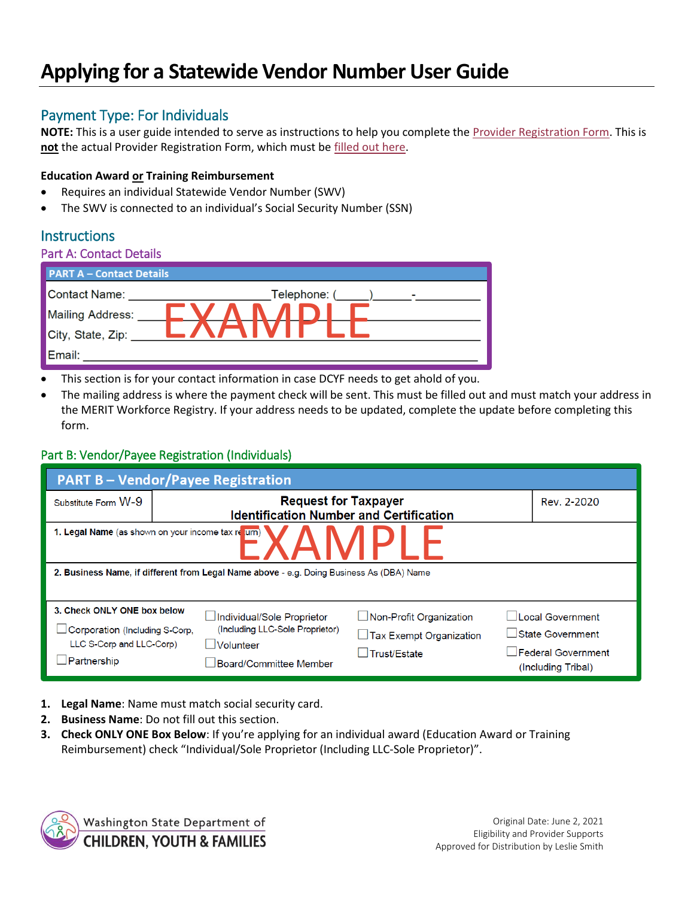# Applying for a Statewide Vendor Number User Guide

## Payment Type: For Individuals

**NOTE:** This is a user guide intended to serve as instructions to help you complete the Provider Registration Form. This is **not** the actual Provider Registration Form, which must be filled out here.

**Education Award or Training Reimbursement**

- Requires an individual Statewide Vendor Number (SWV)
- The SWV is connected to an individual's Social Security Number (SSN)

## Instructions

### Part A: Contact Details

| PART A – Contact Details |
|---|
| Contact Name: ______________________ Telephone: (_____)______-__________ |
| Mailing Address: ___________________________________________ |
| City, State, Zip: ___________________________________________ |
| Email: ___________________________________________ |

EXAMPLE

- This section is for your contact information in case DCYF needs to get ahold of you.
- The mailing address is where the payment check will be sent. This must be filled out and must match your address in the MERIT Workforce Registry. If your address needs to be updated, complete the update before completing this form.

### Part B: Vendor/Payee Registration (Individuals)

| PART B – Vendor/Payee Registration | | | |
|---|---|---|---|
| Substitute Form W-9 | Request for Taxpayer Identification Number and Certification | | Rev. 2-2020 |
| 1. Legal Name (as shown on your income tax return) | | | |
| 2. Business Name, if different from Legal Name above - e.g. Doing Business As (DBA) Name | | | |
| 3. Check ONLY ONE box below | | | |
| ☐ Corporation (Including S-Corp, LLC S-Corp and LLC-Corp) | ☐ Individual/Sole Proprietor (Including LLC-Sole Proprietor) | ☐ Non-Profit Organization | ☐ Local Government |
| ☐ Partnership | ☐ Volunteer | ☐ Tax Exempt Organization | ☐ State Government |
| | ☐ Board/Committee Member | ☐ Trust/Estate | ☐ Federal Government (Including Tribal) |

EXAMPLE

1. **Legal Name**: Name must match social security card.
2. **Business Name**: Do not fill out this section.
3. **Check ONLY ONE Box Below**: If you're applying for an individual award (Education Award or Training Reimbursement) check "Individual/Sole Proprietor (Including LLC-Sole Proprietor)".

Washington State Department of CHILDREN, YOUTH & FAMILIES

Original Date: June 2, 2021
Eligibility and Provider Supports
Approved for Distribution by Leslie Smith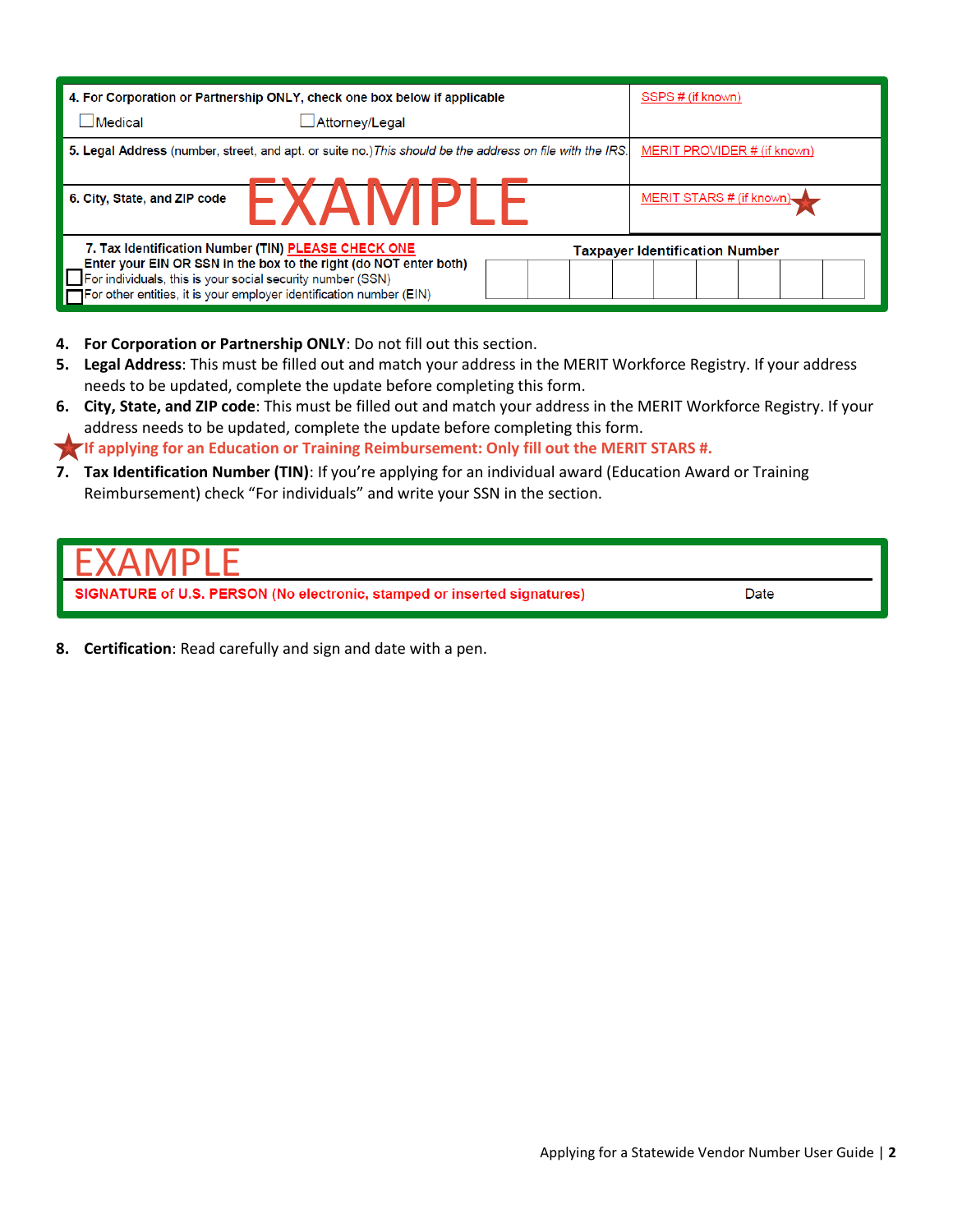| | |
|---|---|
| 4. For Corporation or Partnership ONLY, check one box below if applicable<br>☐ Medical ☐ Attorney/Legal | SSPS # (if known) |
| 5. Legal Address (number, street, and apt. or suite no.) *This should be the address on file with the IRS.* | MERIT PROVIDER # (if known) |
| 6. City, State, and ZIP code EXAMPLE | MERIT STARS # (if known) ★ |
| 7. Tax Identification Number (TIN) PLEASE CHECK ONE<br>**Enter your EIN OR SSN in the box to the right (do NOT enter both)**<br>☐ For individuals, this is your social security number (SSN)<br>☐ For other entities, it is your employer identification number (EIN) | **Taxpayer Identification Number** |

4. **For Corporation or Partnership ONLY**: Do not fill out this section.
5. **Legal Address**: This must be filled out and match your address in the MERIT Workforce Registry. If your address needs to be updated, complete the update before completing this form.
6. **City, State, and ZIP code**: This must be filled out and match your address in the MERIT Workforce Registry. If your address needs to be updated, complete the update before completing this form.

★ **If applying for an Education or Training Reimbursement: Only fill out the MERIT STARS #.**

7. **Tax Identification Number (TIN)**: If you're applying for an individual award (Education Award or Training Reimbursement) check "For individuals" and write your SSN in the section.

| | |
|---|---|
| EXAMPLE | |
| **SIGNATURE of U.S. PERSON (No electronic, stamped or inserted signatures)** | Date |

8. **Certification**: Read carefully and sign and date with a pen.